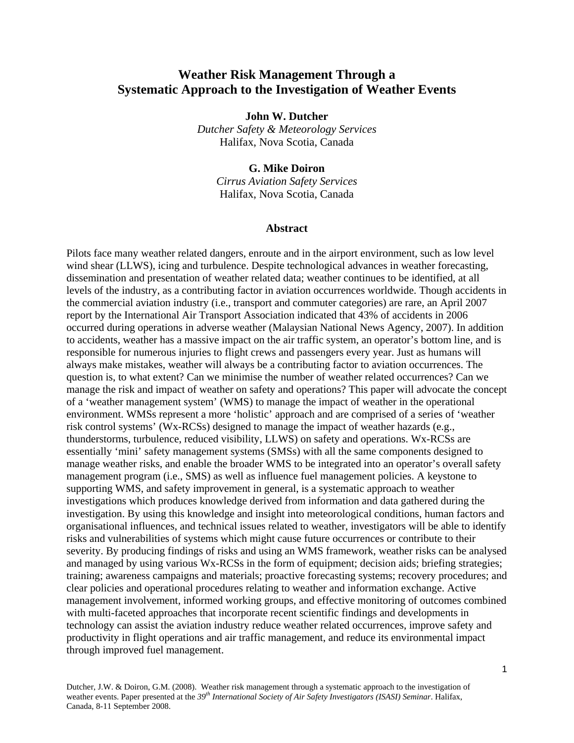# Weather Risk Management Through a Systematic Approach to the Investigation of Weather Events

**John W. Dutcher**
*Dutcher Safety & Meteorology Services*
Halifax, Nova Scotia, Canada

**G. Mike Doiron**
*Cirrus Aviation Safety Services*
Halifax, Nova Scotia, Canada

## Abstract

Pilots face many weather related dangers, enroute and in the airport environment, such as low level wind shear (LLWS), icing and turbulence. Despite technological advances in weather forecasting, dissemination and presentation of weather related data; weather continues to be identified, at all levels of the industry, as a contributing factor in aviation occurrences worldwide. Though accidents in the commercial aviation industry (i.e., transport and commuter categories) are rare, an April 2007 report by the International Air Transport Association indicated that 43% of accidents in 2006 occurred during operations in adverse weather (Malaysian National News Agency, 2007). In addition to accidents, weather has a massive impact on the air traffic system, an operator's bottom line, and is responsible for numerous injuries to flight crews and passengers every year. Just as humans will always make mistakes, weather will always be a contributing factor to aviation occurrences. The question is, to what extent? Can we minimise the number of weather related occurrences? Can we manage the risk and impact of weather on safety and operations? This paper will advocate the concept of a 'weather management system' (WMS) to manage the impact of weather in the operational environment. WMSs represent a more 'holistic' approach and are comprised of a series of 'weather risk control systems' (Wx-RCSs) designed to manage the impact of weather hazards (e.g., thunderstorms, turbulence, reduced visibility, LLWS) on safety and operations. Wx-RCSs are essentially 'mini' safety management systems (SMSs) with all the same components designed to manage weather risks, and enable the broader WMS to be integrated into an operator's overall safety management program (i.e., SMS) as well as influence fuel management policies. A keystone to supporting WMS, and safety improvement in general, is a systematic approach to weather investigations which produces knowledge derived from information and data gathered during the investigation. By using this knowledge and insight into meteorological conditions, human factors and organisational influences, and technical issues related to weather, investigators will be able to identify risks and vulnerabilities of systems which might cause future occurrences or contribute to their severity. By producing findings of risks and using an WMS framework, weather risks can be analysed and managed by using various Wx-RCSs in the form of equipment; decision aids; briefing strategies; training; awareness campaigns and materials; proactive forecasting systems; recovery procedures; and clear policies and operational procedures relating to weather and information exchange. Active management involvement, informed working groups, and effective monitoring of outcomes combined with multi-faceted approaches that incorporate recent scientific findings and developments in technology can assist the aviation industry reduce weather related occurrences, improve safety and productivity in flight operations and air traffic management, and reduce its environmental impact through improved fuel management.

Dutcher, J.W. & Doiron, G.M. (2008). Weather risk management through a systematic approach to the investigation of weather events. Paper presented at the *39th International Society of Air Safety Investigators (ISASI) Seminar*. Halifax, Canada, 8-11 September 2008.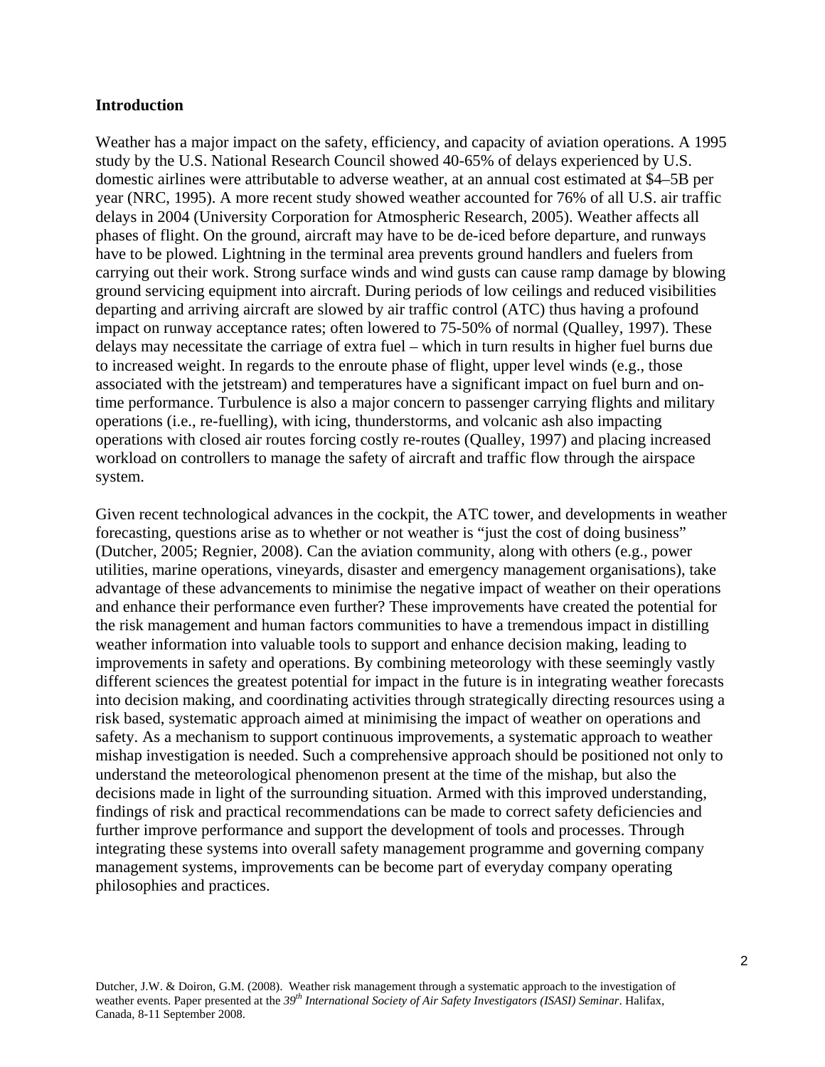**Introduction**

Weather has a major impact on the safety, efficiency, and capacity of aviation operations. A 1995 study by the U.S. National Research Council showed 40-65% of delays experienced by U.S. domestic airlines were attributable to adverse weather, at an annual cost estimated at $4–5B per year (NRC, 1995). A more recent study showed weather accounted for 76% of all U.S. air traffic delays in 2004 (University Corporation for Atmospheric Research, 2005). Weather affects all phases of flight. On the ground, aircraft may have to be de-iced before departure, and runways have to be plowed. Lightning in the terminal area prevents ground handlers and fuelers from carrying out their work. Strong surface winds and wind gusts can cause ramp damage by blowing ground servicing equipment into aircraft. During periods of low ceilings and reduced visibilities departing and arriving aircraft are slowed by air traffic control (ATC) thus having a profound impact on runway acceptance rates; often lowered to 75-50% of normal (Qualley, 1997). These delays may necessitate the carriage of extra fuel – which in turn results in higher fuel burns due to increased weight. In regards to the enroute phase of flight, upper level winds (e.g., those associated with the jetstream) and temperatures have a significant impact on fuel burn and on-time performance. Turbulence is also a major concern to passenger carrying flights and military operations (i.e., re-fuelling), with icing, thunderstorms, and volcanic ash also impacting operations with closed air routes forcing costly re-routes (Qualley, 1997) and placing increased workload on controllers to manage the safety of aircraft and traffic flow through the airspace system.

Given recent technological advances in the cockpit, the ATC tower, and developments in weather forecasting, questions arise as to whether or not weather is "just the cost of doing business" (Dutcher, 2005; Regnier, 2008). Can the aviation community, along with others (e.g., power utilities, marine operations, vineyards, disaster and emergency management organisations), take advantage of these advancements to minimise the negative impact of weather on their operations and enhance their performance even further? These improvements have created the potential for the risk management and human factors communities to have a tremendous impact in distilling weather information into valuable tools to support and enhance decision making, leading to improvements in safety and operations. By combining meteorology with these seemingly vastly different sciences the greatest potential for impact in the future is in integrating weather forecasts into decision making, and coordinating activities through strategically directing resources using a risk based, systematic approach aimed at minimising the impact of weather on operations and safety. As a mechanism to support continuous improvements, a systematic approach to weather mishap investigation is needed. Such a comprehensive approach should be positioned not only to understand the meteorological phenomenon present at the time of the mishap, but also the decisions made in light of the surrounding situation. Armed with this improved understanding, findings of risk and practical recommendations can be made to correct safety deficiencies and further improve performance and support the development of tools and processes. Through integrating these systems into overall safety management programme and governing company management systems, improvements can be become part of everyday company operating philosophies and practices.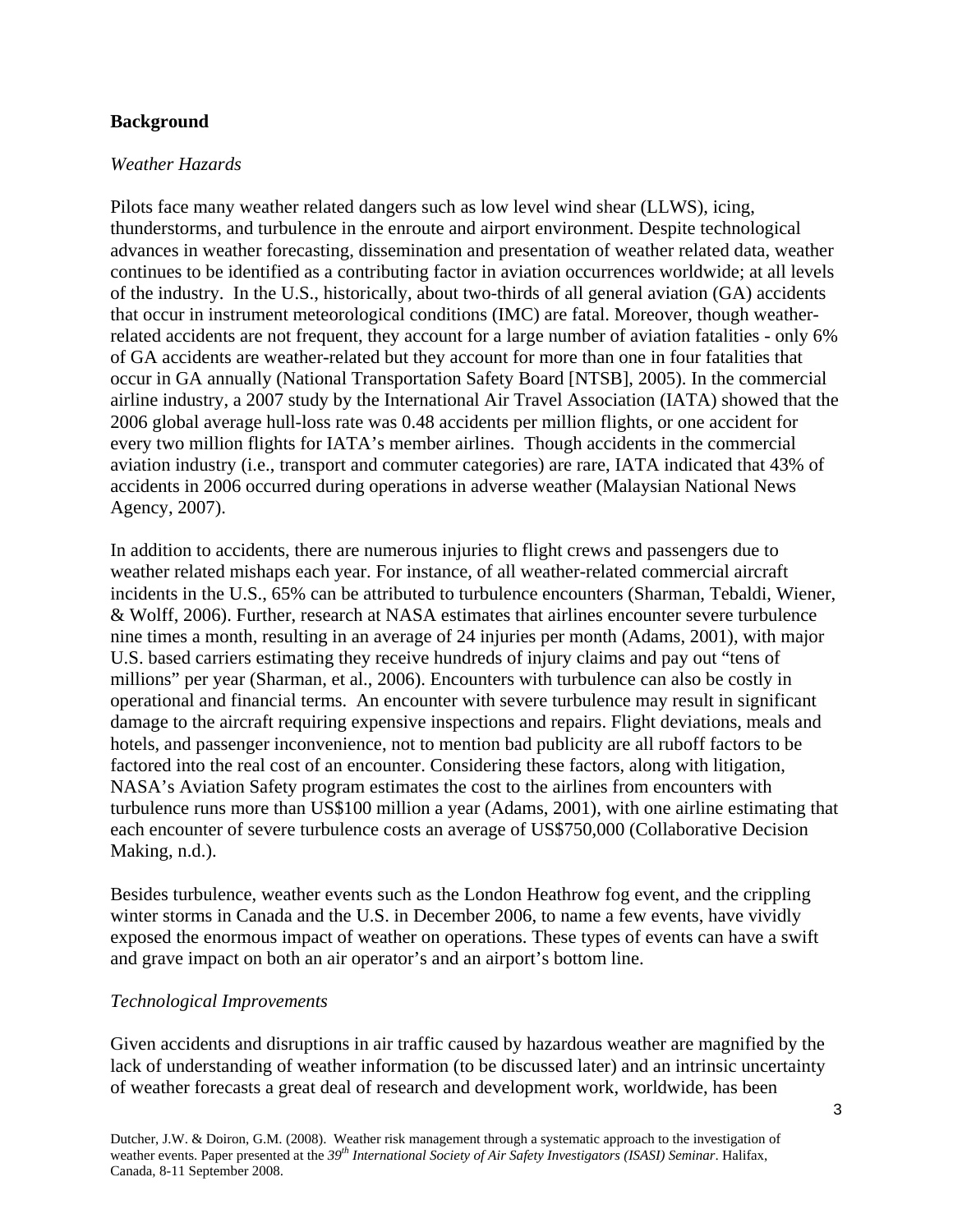## Background

### *Weather Hazards*

Pilots face many weather related dangers such as low level wind shear (LLWS), icing, thunderstorms, and turbulence in the enroute and airport environment. Despite technological advances in weather forecasting, dissemination and presentation of weather related data, weather continues to be identified as a contributing factor in aviation occurrences worldwide; at all levels of the industry. In the U.S., historically, about two-thirds of all general aviation (GA) accidents that occur in instrument meteorological conditions (IMC) are fatal. Moreover, though weather-related accidents are not frequent, they account for a large number of aviation fatalities - only 6% of GA accidents are weather-related but they account for more than one in four fatalities that occur in GA annually (National Transportation Safety Board [NTSB], 2005). In the commercial airline industry, a 2007 study by the International Air Travel Association (IATA) showed that the 2006 global average hull-loss rate was 0.48 accidents per million flights, or one accident for every two million flights for IATA's member airlines. Though accidents in the commercial aviation industry (i.e., transport and commuter categories) are rare, IATA indicated that 43% of accidents in 2006 occurred during operations in adverse weather (Malaysian National News Agency, 2007).

In addition to accidents, there are numerous injuries to flight crews and passengers due to weather related mishaps each year. For instance, of all weather-related commercial aircraft incidents in the U.S., 65% can be attributed to turbulence encounters (Sharman, Tebaldi, Wiener, & Wolff, 2006). Further, research at NASA estimates that airlines encounter severe turbulence nine times a month, resulting in an average of 24 injuries per month (Adams, 2001), with major U.S. based carriers estimating they receive hundreds of injury claims and pay out "tens of millions" per year (Sharman, et al., 2006). Encounters with turbulence can also be costly in operational and financial terms. An encounter with severe turbulence may result in significant damage to the aircraft requiring expensive inspections and repairs. Flight deviations, meals and hotels, and passenger inconvenience, not to mention bad publicity are all ruboff factors to be factored into the real cost of an encounter. Considering these factors, along with litigation, NASA's Aviation Safety program estimates the cost to the airlines from encounters with turbulence runs more than US$100 million a year (Adams, 2001), with one airline estimating that each encounter of severe turbulence costs an average of US$750,000 (Collaborative Decision Making, n.d.).

Besides turbulence, weather events such as the London Heathrow fog event, and the crippling winter storms in Canada and the U.S. in December 2006, to name a few events, have vividly exposed the enormous impact of weather on operations. These types of events can have a swift and grave impact on both an air operator's and an airport's bottom line.

### *Technological Improvements*

Given accidents and disruptions in air traffic caused by hazardous weather are magnified by the lack of understanding of weather information (to be discussed later) and an intrinsic uncertainty of weather forecasts a great deal of research and development work, worldwide, has been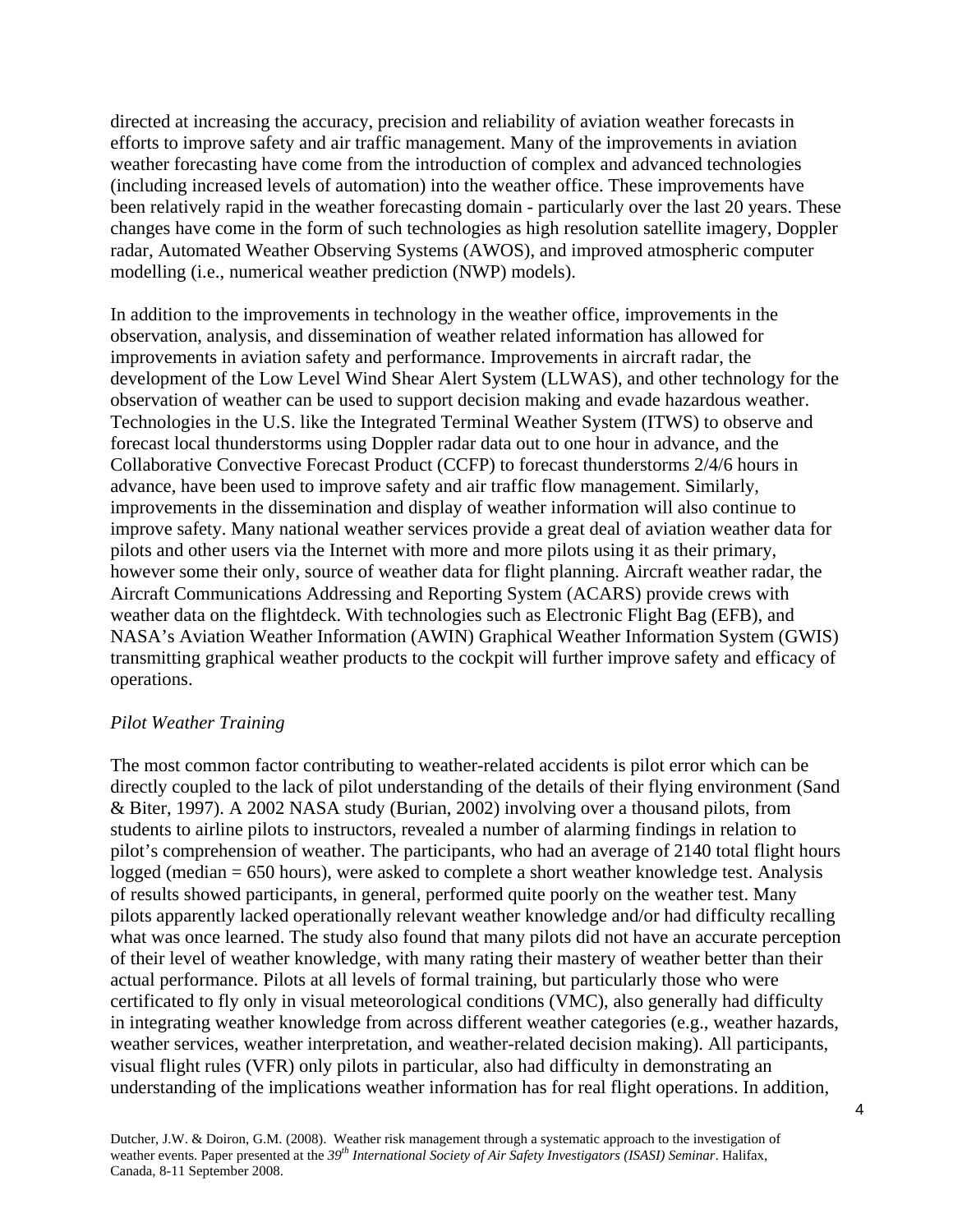directed at increasing the accuracy, precision and reliability of aviation weather forecasts in efforts to improve safety and air traffic management. Many of the improvements in aviation weather forecasting have come from the introduction of complex and advanced technologies (including increased levels of automation) into the weather office. These improvements have been relatively rapid in the weather forecasting domain - particularly over the last 20 years. These changes have come in the form of such technologies as high resolution satellite imagery, Doppler radar, Automated Weather Observing Systems (AWOS), and improved atmospheric computer modelling (i.e., numerical weather prediction (NWP) models).

In addition to the improvements in technology in the weather office, improvements in the observation, analysis, and dissemination of weather related information has allowed for improvements in aviation safety and performance. Improvements in aircraft radar, the development of the Low Level Wind Shear Alert System (LLWAS), and other technology for the observation of weather can be used to support decision making and evade hazardous weather. Technologies in the U.S. like the Integrated Terminal Weather System (ITWS) to observe and forecast local thunderstorms using Doppler radar data out to one hour in advance, and the Collaborative Convective Forecast Product (CCFP) to forecast thunderstorms 2/4/6 hours in advance, have been used to improve safety and air traffic flow management. Similarly, improvements in the dissemination and display of weather information will also continue to improve safety. Many national weather services provide a great deal of aviation weather data for pilots and other users via the Internet with more and more pilots using it as their primary, however some their only, source of weather data for flight planning. Aircraft weather radar, the Aircraft Communications Addressing and Reporting System (ACARS) provide crews with weather data on the flightdeck. With technologies such as Electronic Flight Bag (EFB), and NASA's Aviation Weather Information (AWIN) Graphical Weather Information System (GWIS) transmitting graphical weather products to the cockpit will further improve safety and efficacy of operations.

*Pilot Weather Training*

The most common factor contributing to weather-related accidents is pilot error which can be directly coupled to the lack of pilot understanding of the details of their flying environment (Sand & Biter, 1997). A 2002 NASA study (Burian, 2002) involving over a thousand pilots, from students to airline pilots to instructors, revealed a number of alarming findings in relation to pilot's comprehension of weather. The participants, who had an average of 2140 total flight hours logged (median = 650 hours), were asked to complete a short weather knowledge test. Analysis of results showed participants, in general, performed quite poorly on the weather test. Many pilots apparently lacked operationally relevant weather knowledge and/or had difficulty recalling what was once learned. The study also found that many pilots did not have an accurate perception of their level of weather knowledge, with many rating their mastery of weather better than their actual performance. Pilots at all levels of formal training, but particularly those who were certificated to fly only in visual meteorological conditions (VMC), also generally had difficulty in integrating weather knowledge from across different weather categories (e.g., weather hazards, weather services, weather interpretation, and weather-related decision making). All participants, visual flight rules (VFR) only pilots in particular, also had difficulty in demonstrating an understanding of the implications weather information has for real flight operations. In addition,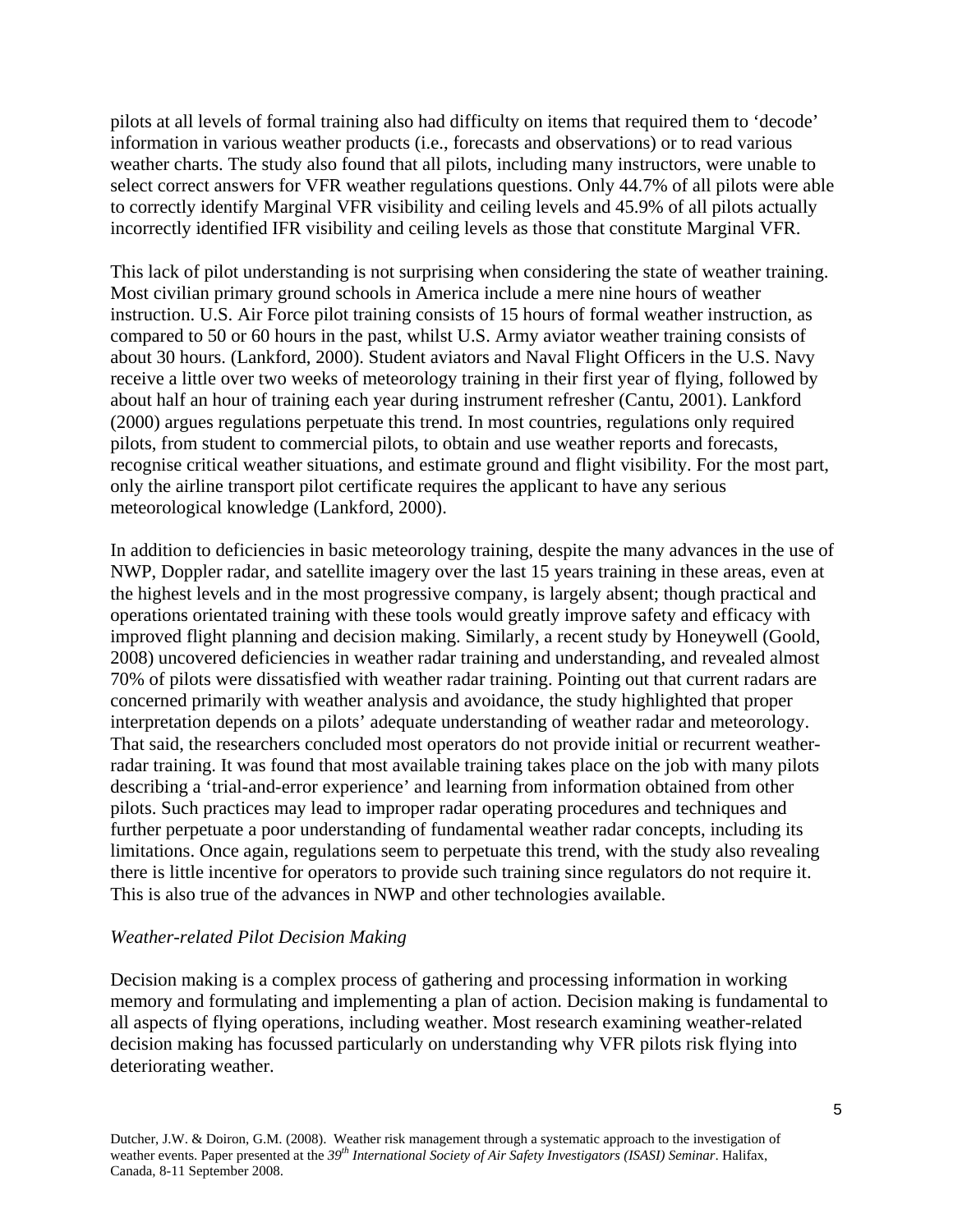pilots at all levels of formal training also had difficulty on items that required them to 'decode' information in various weather products (i.e., forecasts and observations) or to read various weather charts. The study also found that all pilots, including many instructors, were unable to select correct answers for VFR weather regulations questions. Only 44.7% of all pilots were able to correctly identify Marginal VFR visibility and ceiling levels and 45.9% of all pilots actually incorrectly identified IFR visibility and ceiling levels as those that constitute Marginal VFR.

This lack of pilot understanding is not surprising when considering the state of weather training. Most civilian primary ground schools in America include a mere nine hours of weather instruction. U.S. Air Force pilot training consists of 15 hours of formal weather instruction, as compared to 50 or 60 hours in the past, whilst U.S. Army aviator weather training consists of about 30 hours. (Lankford, 2000). Student aviators and Naval Flight Officers in the U.S. Navy receive a little over two weeks of meteorology training in their first year of flying, followed by about half an hour of training each year during instrument refresher (Cantu, 2001). Lankford (2000) argues regulations perpetuate this trend. In most countries, regulations only required pilots, from student to commercial pilots, to obtain and use weather reports and forecasts, recognise critical weather situations, and estimate ground and flight visibility. For the most part, only the airline transport pilot certificate requires the applicant to have any serious meteorological knowledge (Lankford, 2000).

In addition to deficiencies in basic meteorology training, despite the many advances in the use of NWP, Doppler radar, and satellite imagery over the last 15 years training in these areas, even at the highest levels and in the most progressive company, is largely absent; though practical and operations orientated training with these tools would greatly improve safety and efficacy with improved flight planning and decision making. Similarly, a recent study by Honeywell (Goold, 2008) uncovered deficiencies in weather radar training and understanding, and revealed almost 70% of pilots were dissatisfied with weather radar training. Pointing out that current radars are concerned primarily with weather analysis and avoidance, the study highlighted that proper interpretation depends on a pilots' adequate understanding of weather radar and meteorology. That said, the researchers concluded most operators do not provide initial or recurrent weather-radar training. It was found that most available training takes place on the job with many pilots describing a 'trial-and-error experience' and learning from information obtained from other pilots. Such practices may lead to improper radar operating procedures and techniques and further perpetuate a poor understanding of fundamental weather radar concepts, including its limitations. Once again, regulations seem to perpetuate this trend, with the study also revealing there is little incentive for operators to provide such training since regulators do not require it. This is also true of the advances in NWP and other technologies available.

*Weather-related Pilot Decision Making*

Decision making is a complex process of gathering and processing information in working memory and formulating and implementing a plan of action. Decision making is fundamental to all aspects of flying operations, including weather. Most research examining weather-related decision making has focussed particularly on understanding why VFR pilots risk flying into deteriorating weather.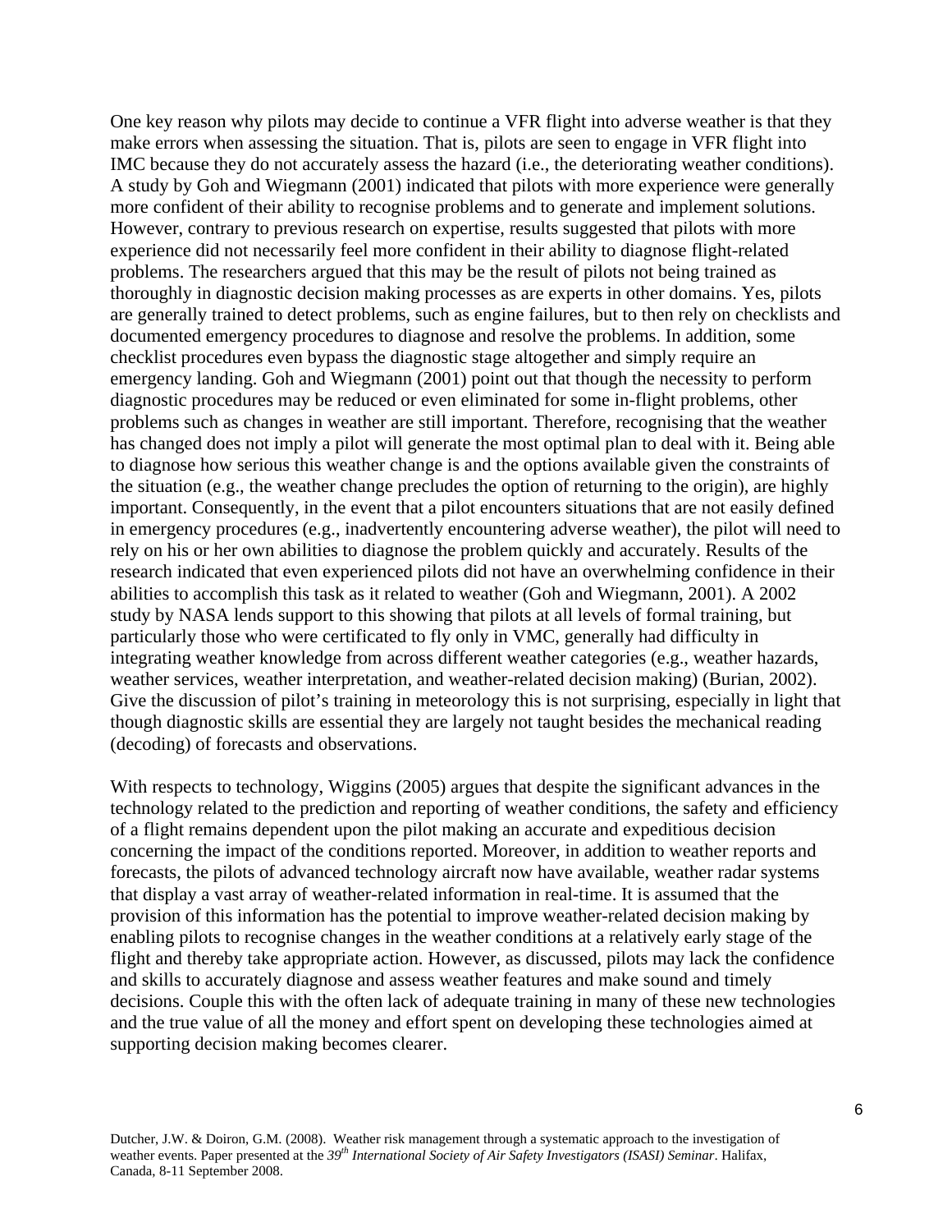One key reason why pilots may decide to continue a VFR flight into adverse weather is that they make errors when assessing the situation. That is, pilots are seen to engage in VFR flight into IMC because they do not accurately assess the hazard (i.e., the deteriorating weather conditions). A study by Goh and Wiegmann (2001) indicated that pilots with more experience were generally more confident of their ability to recognise problems and to generate and implement solutions. However, contrary to previous research on expertise, results suggested that pilots with more experience did not necessarily feel more confident in their ability to diagnose flight-related problems. The researchers argued that this may be the result of pilots not being trained as thoroughly in diagnostic decision making processes as are experts in other domains. Yes, pilots are generally trained to detect problems, such as engine failures, but to then rely on checklists and documented emergency procedures to diagnose and resolve the problems. In addition, some checklist procedures even bypass the diagnostic stage altogether and simply require an emergency landing. Goh and Wiegmann (2001) point out that though the necessity to perform diagnostic procedures may be reduced or even eliminated for some in-flight problems, other problems such as changes in weather are still important. Therefore, recognising that the weather has changed does not imply a pilot will generate the most optimal plan to deal with it. Being able to diagnose how serious this weather change is and the options available given the constraints of the situation (e.g., the weather change precludes the option of returning to the origin), are highly important. Consequently, in the event that a pilot encounters situations that are not easily defined in emergency procedures (e.g., inadvertently encountering adverse weather), the pilot will need to rely on his or her own abilities to diagnose the problem quickly and accurately. Results of the research indicated that even experienced pilots did not have an overwhelming confidence in their abilities to accomplish this task as it related to weather (Goh and Wiegmann, 2001). A 2002 study by NASA lends support to this showing that pilots at all levels of formal training, but particularly those who were certificated to fly only in VMC, generally had difficulty in integrating weather knowledge from across different weather categories (e.g., weather hazards, weather services, weather interpretation, and weather-related decision making) (Burian, 2002). Give the discussion of pilot's training in meteorology this is not surprising, especially in light that though diagnostic skills are essential they are largely not taught besides the mechanical reading (decoding) of forecasts and observations.

With respects to technology, Wiggins (2005) argues that despite the significant advances in the technology related to the prediction and reporting of weather conditions, the safety and efficiency of a flight remains dependent upon the pilot making an accurate and expeditious decision concerning the impact of the conditions reported. Moreover, in addition to weather reports and forecasts, the pilots of advanced technology aircraft now have available, weather radar systems that display a vast array of weather-related information in real-time. It is assumed that the provision of this information has the potential to improve weather-related decision making by enabling pilots to recognise changes in the weather conditions at a relatively early stage of the flight and thereby take appropriate action. However, as discussed, pilots may lack the confidence and skills to accurately diagnose and assess weather features and make sound and timely decisions. Couple this with the often lack of adequate training in many of these new technologies and the true value of all the money and effort spent on developing these technologies aimed at supporting decision making becomes clearer.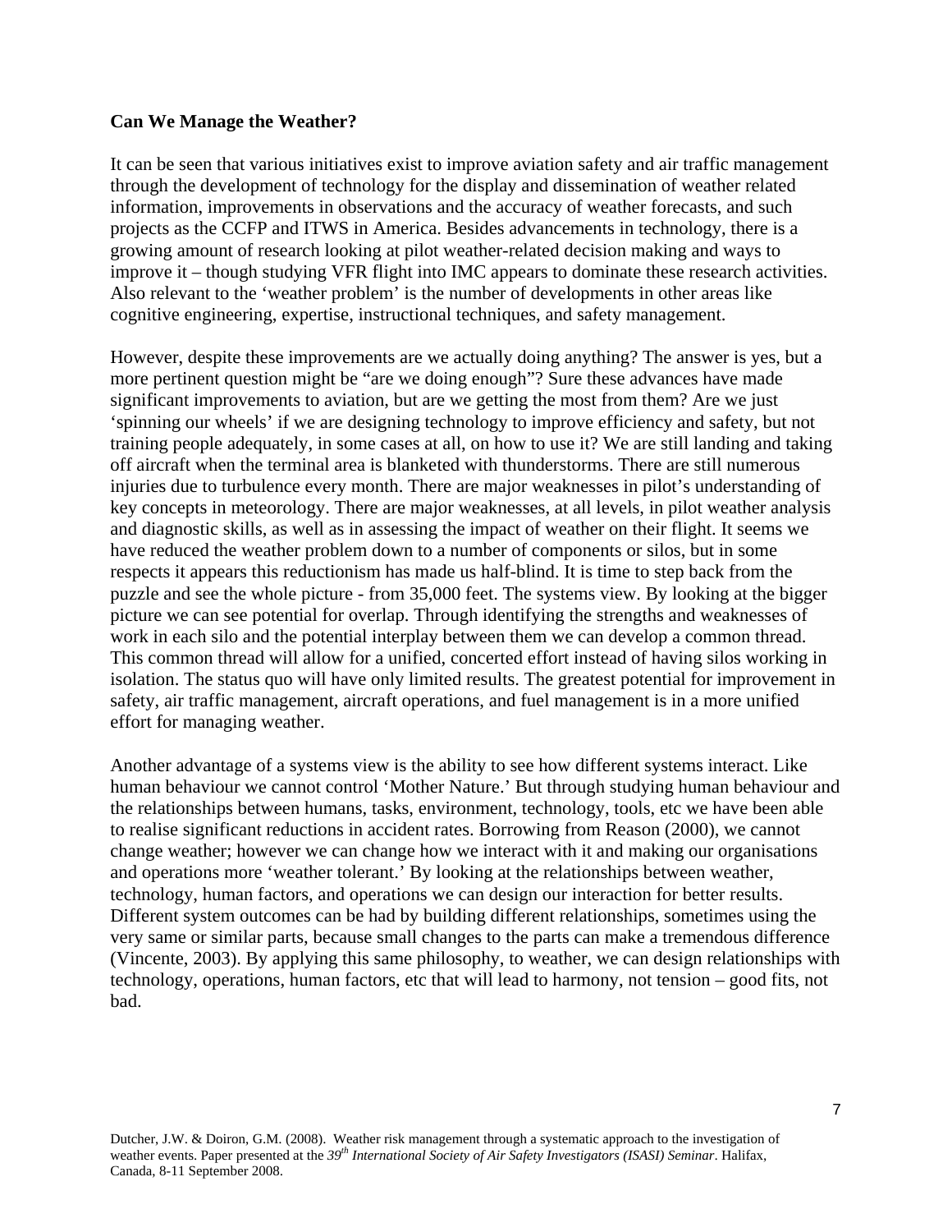**Can We Manage the Weather?**

It can be seen that various initiatives exist to improve aviation safety and air traffic management through the development of technology for the display and dissemination of weather related information, improvements in observations and the accuracy of weather forecasts, and such projects as the CCFP and ITWS in America. Besides advancements in technology, there is a growing amount of research looking at pilot weather-related decision making and ways to improve it – though studying VFR flight into IMC appears to dominate these research activities. Also relevant to the 'weather problem' is the number of developments in other areas like cognitive engineering, expertise, instructional techniques, and safety management.

However, despite these improvements are we actually doing anything? The answer is yes, but a more pertinent question might be "are we doing enough"? Sure these advances have made significant improvements to aviation, but are we getting the most from them? Are we just 'spinning our wheels' if we are designing technology to improve efficiency and safety, but not training people adequately, in some cases at all, on how to use it? We are still landing and taking off aircraft when the terminal area is blanketed with thunderstorms. There are still numerous injuries due to turbulence every month. There are major weaknesses in pilot's understanding of key concepts in meteorology. There are major weaknesses, at all levels, in pilot weather analysis and diagnostic skills, as well as in assessing the impact of weather on their flight. It seems we have reduced the weather problem down to a number of components or silos, but in some respects it appears this reductionism has made us half-blind. It is time to step back from the puzzle and see the whole picture - from 35,000 feet. The systems view. By looking at the bigger picture we can see potential for overlap. Through identifying the strengths and weaknesses of work in each silo and the potential interplay between them we can develop a common thread. This common thread will allow for a unified, concerted effort instead of having silos working in isolation. The status quo will have only limited results. The greatest potential for improvement in safety, air traffic management, aircraft operations, and fuel management is in a more unified effort for managing weather.

Another advantage of a systems view is the ability to see how different systems interact. Like human behaviour we cannot control 'Mother Nature.' But through studying human behaviour and the relationships between humans, tasks, environment, technology, tools, etc we have been able to realise significant reductions in accident rates. Borrowing from Reason (2000), we cannot change weather; however we can change how we interact with it and making our organisations and operations more 'weather tolerant.' By looking at the relationships between weather, technology, human factors, and operations we can design our interaction for better results. Different system outcomes can be had by building different relationships, sometimes using the very same or similar parts, because small changes to the parts can make a tremendous difference (Vincente, 2003). By applying this same philosophy, to weather, we can design relationships with technology, operations, human factors, etc that will lead to harmony, not tension – good fits, not bad.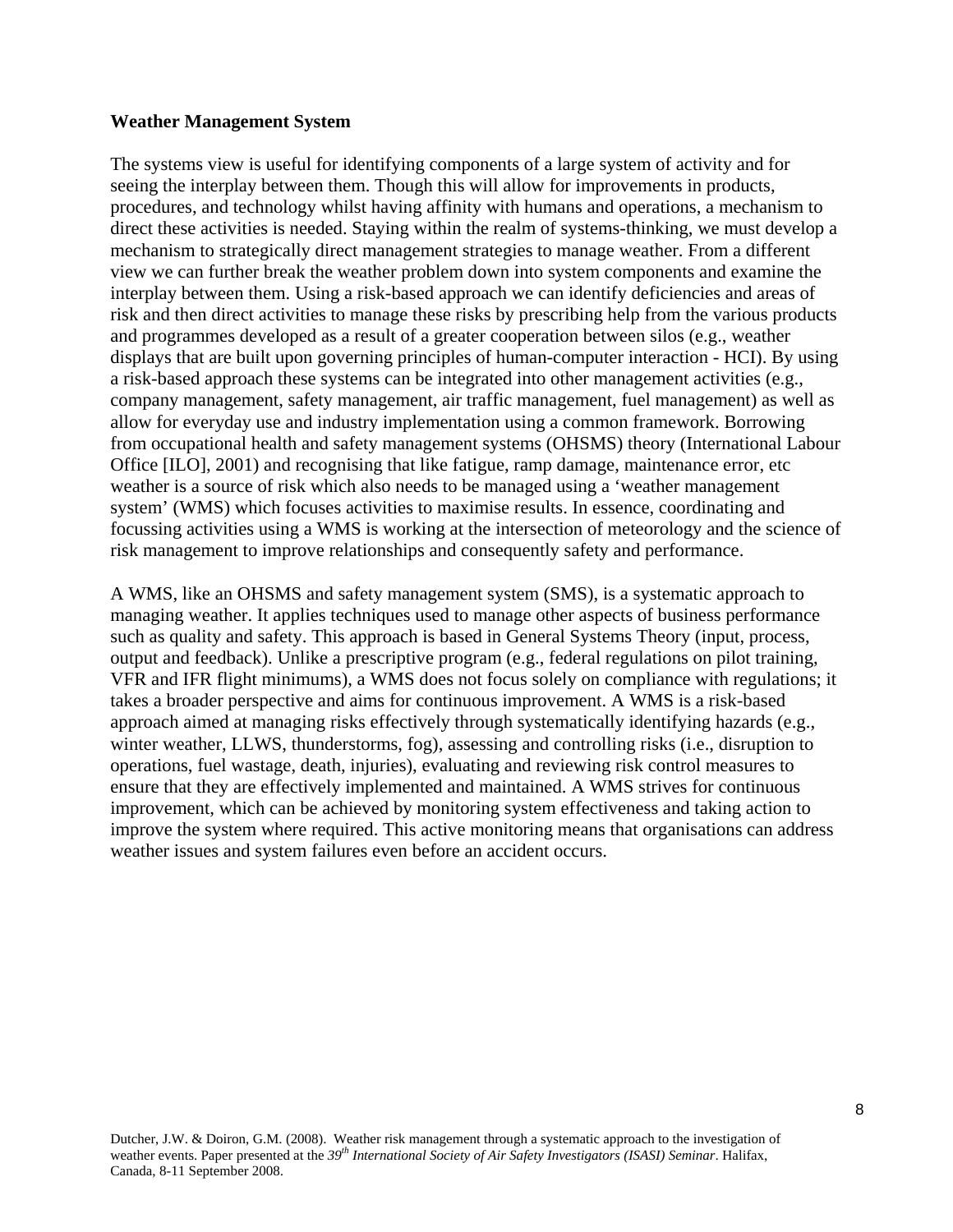**Weather Management System**

The systems view is useful for identifying components of a large system of activity and for seeing the interplay between them. Though this will allow for improvements in products, procedures, and technology whilst having affinity with humans and operations, a mechanism to direct these activities is needed. Staying within the realm of systems-thinking, we must develop a mechanism to strategically direct management strategies to manage weather. From a different view we can further break the weather problem down into system components and examine the interplay between them. Using a risk-based approach we can identify deficiencies and areas of risk and then direct activities to manage these risks by prescribing help from the various products and programmes developed as a result of a greater cooperation between silos (e.g., weather displays that are built upon governing principles of human-computer interaction - HCI). By using a risk-based approach these systems can be integrated into other management activities (e.g., company management, safety management, air traffic management, fuel management) as well as allow for everyday use and industry implementation using a common framework. Borrowing from occupational health and safety management systems (OHSMS) theory (International Labour Office [ILO], 2001) and recognising that like fatigue, ramp damage, maintenance error, etc weather is a source of risk which also needs to be managed using a 'weather management system' (WMS) which focuses activities to maximise results. In essence, coordinating and focussing activities using a WMS is working at the intersection of meteorology and the science of risk management to improve relationships and consequently safety and performance.

A WMS, like an OHSMS and safety management system (SMS), is a systematic approach to managing weather. It applies techniques used to manage other aspects of business performance such as quality and safety. This approach is based in General Systems Theory (input, process, output and feedback). Unlike a prescriptive program (e.g., federal regulations on pilot training, VFR and IFR flight minimums), a WMS does not focus solely on compliance with regulations; it takes a broader perspective and aims for continuous improvement. A WMS is a risk-based approach aimed at managing risks effectively through systematically identifying hazards (e.g., winter weather, LLWS, thunderstorms, fog), assessing and controlling risks (i.e., disruption to operations, fuel wastage, death, injuries), evaluating and reviewing risk control measures to ensure that they are effectively implemented and maintained. A WMS strives for continuous improvement, which can be achieved by monitoring system effectiveness and taking action to improve the system where required. This active monitoring means that organisations can address weather issues and system failures even before an accident occurs.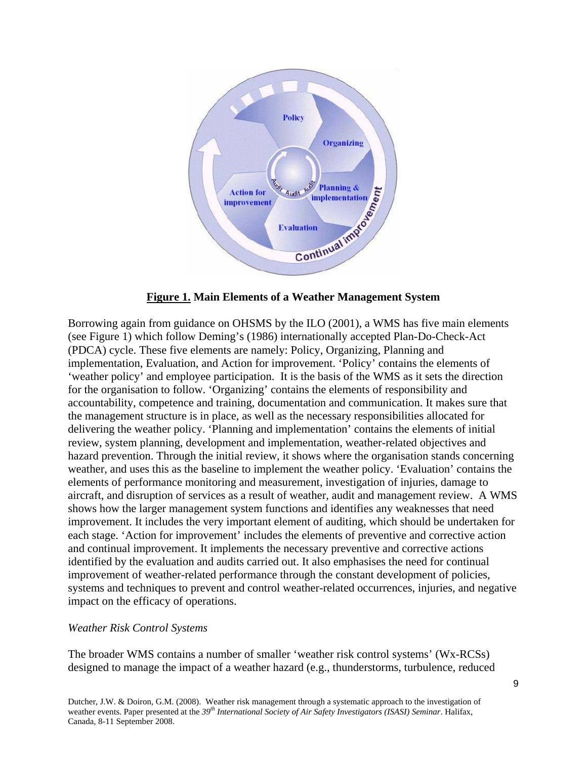**Figure 1. Main Elements of a Weather Management System**

Borrowing again from guidance on OHSMS by the ILO (2001), a WMS has five main elements (see Figure 1) which follow Deming's (1986) internationally accepted Plan-Do-Check-Act (PDCA) cycle. These five elements are namely: Policy, Organizing, Planning and implementation, Evaluation, and Action for improvement. 'Policy' contains the elements of 'weather policy' and employee participation. It is the basis of the WMS as it sets the direction for the organisation to follow. 'Organizing' contains the elements of responsibility and accountability, competence and training, documentation and communication. It makes sure that the management structure is in place, as well as the necessary responsibilities allocated for delivering the weather policy. 'Planning and implementation' contains the elements of initial review, system planning, development and implementation, weather-related objectives and hazard prevention. Through the initial review, it shows where the organisation stands concerning weather, and uses this as the baseline to implement the weather policy. 'Evaluation' contains the elements of performance monitoring and measurement, investigation of injuries, damage to aircraft, and disruption of services as a result of weather, audit and management review. A WMS shows how the larger management system functions and identifies any weaknesses that need improvement. It includes the very important element of auditing, which should be undertaken for each stage. 'Action for improvement' includes the elements of preventive and corrective action and continual improvement. It implements the necessary preventive and corrective actions identified by the evaluation and audits carried out. It also emphasises the need for continual improvement of weather-related performance through the constant development of policies, systems and techniques to prevent and control weather-related occurrences, injuries, and negative impact on the efficacy of operations.

*Weather Risk Control Systems*

The broader WMS contains a number of smaller 'weather risk control systems' (Wx-RCSs) designed to manage the impact of a weather hazard (e.g., thunderstorms, turbulence, reduced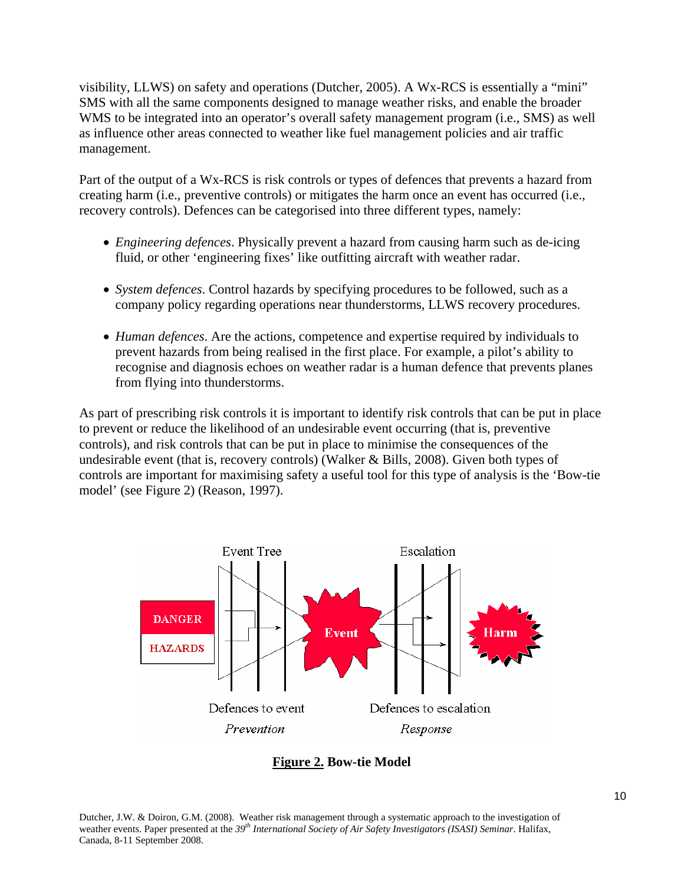visibility, LLWS) on safety and operations (Dutcher, 2005). A Wx-RCS is essentially a "mini" SMS with all the same components designed to manage weather risks, and enable the broader WMS to be integrated into an operator's overall safety management program (i.e., SMS) as well as influence other areas connected to weather like fuel management policies and air traffic management.

Part of the output of a Wx-RCS is risk controls or types of defences that prevents a hazard from creating harm (i.e., preventive controls) or mitigates the harm once an event has occurred (i.e., recovery controls). Defences can be categorised into three different types, namely:

- *Engineering defences*. Physically prevent a hazard from causing harm such as de-icing fluid, or other 'engineering fixes' like outfitting aircraft with weather radar.

- *System defences*. Control hazards by specifying procedures to be followed, such as a company policy regarding operations near thunderstorms, LLWS recovery procedures.

- *Human defences*. Are the actions, competence and expertise required by individuals to prevent hazards from being realised in the first place. For example, a pilot's ability to recognise and diagnosis echoes on weather radar is a human defence that prevents planes from flying into thunderstorms.

As part of prescribing risk controls it is important to identify risk controls that can be put in place to prevent or reduce the likelihood of an undesirable event occurring (that is, preventive controls), and risk controls that can be put in place to minimise the consequences of the undesirable event (that is, recovery controls) (Walker & Bills, 2008). Given both types of controls are important for maximising safety a useful tool for this type of analysis is the 'Bow-tie model' (see Figure 2) (Reason, 1997).

**Figure 2. Bow-tie Model**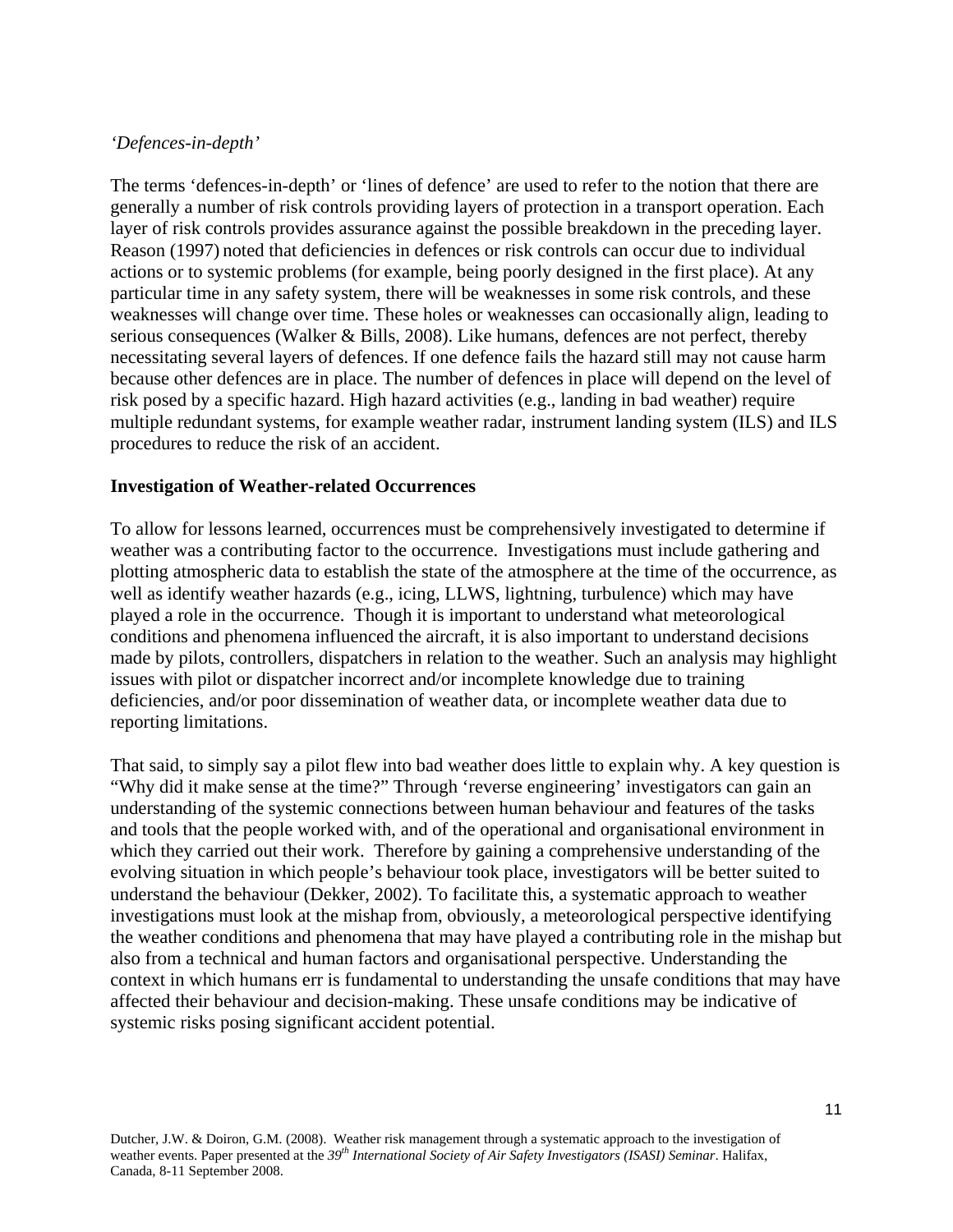*'Defences-in-depth'*

The terms 'defences-in-depth' or 'lines of defence' are used to refer to the notion that there are generally a number of risk controls providing layers of protection in a transport operation. Each layer of risk controls provides assurance against the possible breakdown in the preceding layer. Reason (1997) noted that deficiencies in defences or risk controls can occur due to individual actions or to systemic problems (for example, being poorly designed in the first place). At any particular time in any safety system, there will be weaknesses in some risk controls, and these weaknesses will change over time. These holes or weaknesses can occasionally align, leading to serious consequences (Walker & Bills, 2008). Like humans, defences are not perfect, thereby necessitating several layers of defences. If one defence fails the hazard still may not cause harm because other defences are in place. The number of defences in place will depend on the level of risk posed by a specific hazard. High hazard activities (e.g., landing in bad weather) require multiple redundant systems, for example weather radar, instrument landing system (ILS) and ILS procedures to reduce the risk of an accident.

**Investigation of Weather-related Occurrences**

To allow for lessons learned, occurrences must be comprehensively investigated to determine if weather was a contributing factor to the occurrence. Investigations must include gathering and plotting atmospheric data to establish the state of the atmosphere at the time of the occurrence, as well as identify weather hazards (e.g., icing, LLWS, lightning, turbulence) which may have played a role in the occurrence. Though it is important to understand what meteorological conditions and phenomena influenced the aircraft, it is also important to understand decisions made by pilots, controllers, dispatchers in relation to the weather. Such an analysis may highlight issues with pilot or dispatcher incorrect and/or incomplete knowledge due to training deficiencies, and/or poor dissemination of weather data, or incomplete weather data due to reporting limitations.

That said, to simply say a pilot flew into bad weather does little to explain why. A key question is "Why did it make sense at the time?" Through 'reverse engineering' investigators can gain an understanding of the systemic connections between human behaviour and features of the tasks and tools that the people worked with, and of the operational and organisational environment in which they carried out their work. Therefore by gaining a comprehensive understanding of the evolving situation in which people's behaviour took place, investigators will be better suited to understand the behaviour (Dekker, 2002). To facilitate this, a systematic approach to weather investigations must look at the mishap from, obviously, a meteorological perspective identifying the weather conditions and phenomena that may have played a contributing role in the mishap but also from a technical and human factors and organisational perspective. Understanding the context in which humans err is fundamental to understanding the unsafe conditions that may have affected their behaviour and decision-making. These unsafe conditions may be indicative of systemic risks posing significant accident potential.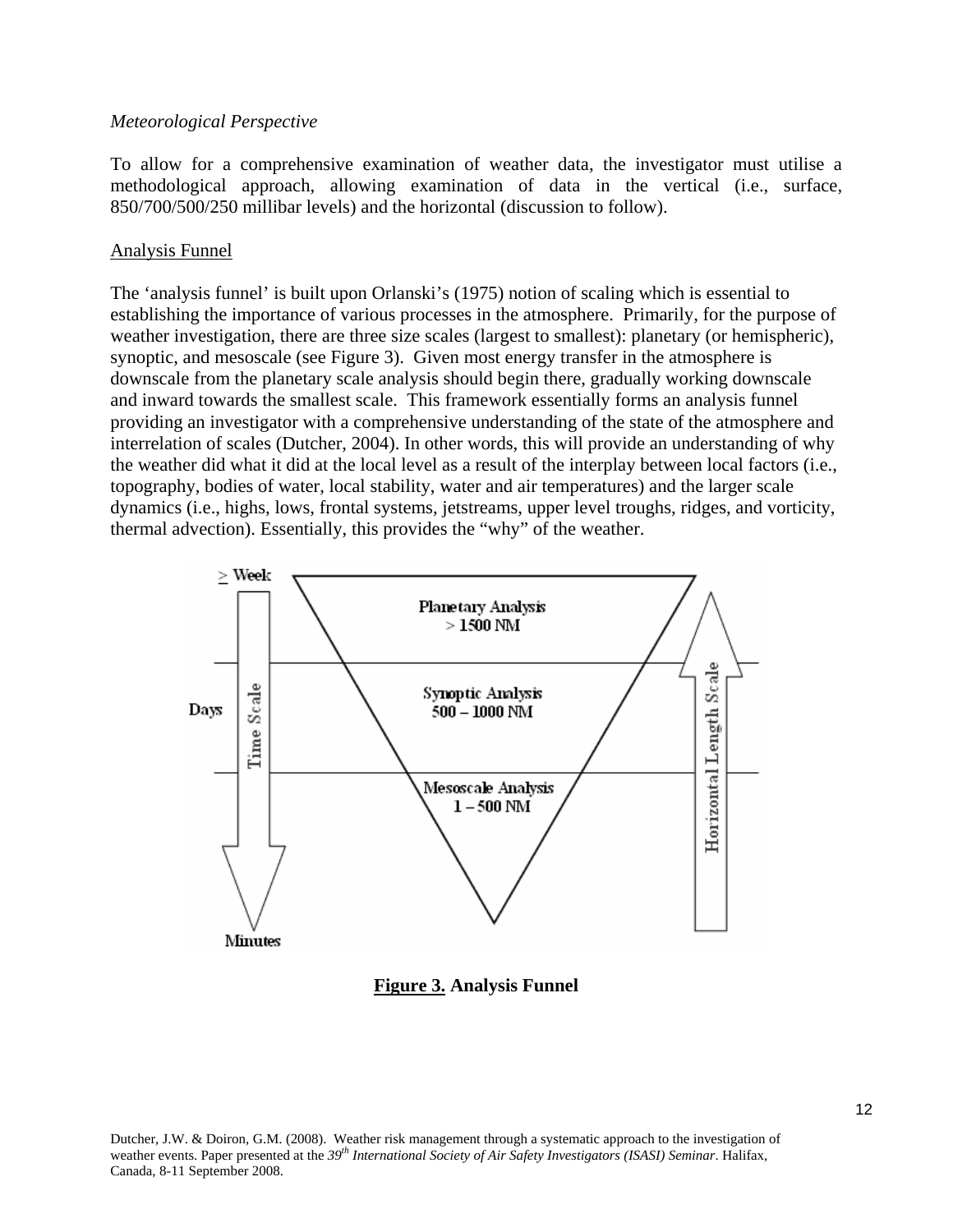*Meteorological Perspective*

To allow for a comprehensive examination of weather data, the investigator must utilise a methodological approach, allowing examination of data in the vertical (i.e., surface, 850/700/500/250 millibar levels) and the horizontal (discussion to follow).

Analysis Funnel

The 'analysis funnel' is built upon Orlanski's (1975) notion of scaling which is essential to establishing the importance of various processes in the atmosphere. Primarily, for the purpose of weather investigation, there are three size scales (largest to smallest): planetary (or hemispheric), synoptic, and mesoscale (see Figure 3). Given most energy transfer in the atmosphere is downscale from the planetary scale analysis should begin there, gradually working downscale and inward towards the smallest scale. This framework essentially forms an analysis funnel providing an investigator with a comprehensive understanding of the state of the atmosphere and interrelation of scales (Dutcher, 2004). In other words, this will provide an understanding of why the weather did what it did at the local level as a result of the interplay between local factors (i.e., topography, bodies of water, local stability, water and air temperatures) and the larger scale dynamics (i.e., highs, lows, frontal systems, jetstreams, upper level troughs, ridges, and vorticity, thermal advection). Essentially, this provides the "why" of the weather.

≥ Week

Planetary Analysis
> 1500 NM

Days

Synoptic Analysis
500 – 1000 NM

Mesoscale Analysis
1 – 500 NM

Time Scale

Horizontal Length Scale

Minutes

**Figure 3. Analysis Funnel**

Dutcher, J.W. & Doiron, G.M. (2008). Weather risk management through a systematic approach to the investigation of weather events. Paper presented at the *39th International Society of Air Safety Investigators (ISASI) Seminar*. Halifax, Canada, 8-11 September 2008.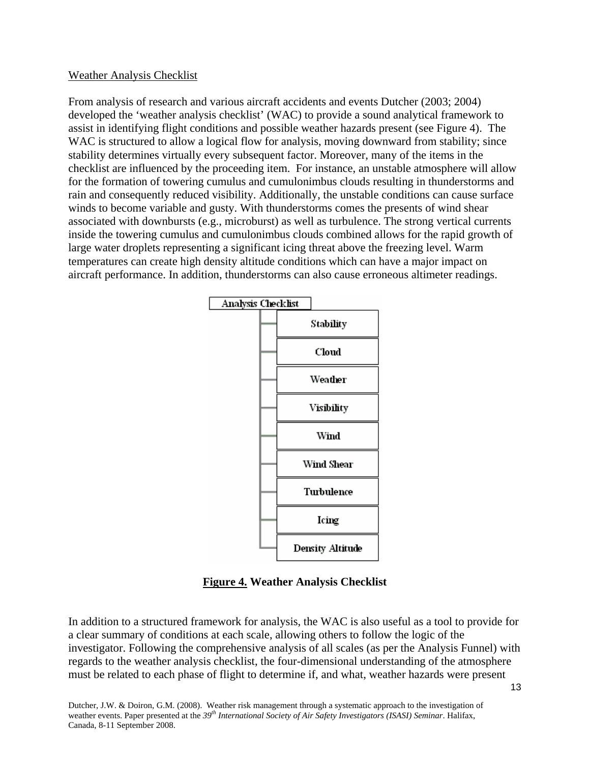Weather Analysis Checklist

From analysis of research and various aircraft accidents and events Dutcher (2003; 2004) developed the 'weather analysis checklist' (WAC) to provide a sound analytical framework to assist in identifying flight conditions and possible weather hazards present (see Figure 4). The WAC is structured to allow a logical flow for analysis, moving downward from stability; since stability determines virtually every subsequent factor. Moreover, many of the items in the checklist are influenced by the proceeding item. For instance, an unstable atmosphere will allow for the formation of towering cumulus and cumulonimbus clouds resulting in thunderstorms and rain and consequently reduced visibility. Additionally, the unstable conditions can cause surface winds to become variable and gusty. With thunderstorms comes the presents of wind shear associated with downbursts (e.g., microburst) as well as turbulence. The strong vertical currents inside the towering cumulus and cumulonimbus clouds combined allows for the rapid growth of large water droplets representing a significant icing threat above the freezing level. Warm temperatures can create high density altitude conditions which can have a major impact on aircraft performance. In addition, thunderstorms can also cause erroneous altimeter readings.

Analysis Checklist

- Stability
- Cloud
- Weather
- Visibility
- Wind
- Wind Shear
- Turbulence
- Icing
- Density Altitude

**Figure 4. Weather Analysis Checklist**

In addition to a structured framework for analysis, the WAC is also useful as a tool to provide for a clear summary of conditions at each scale, allowing others to follow the logic of the investigator. Following the comprehensive analysis of all scales (as per the Analysis Funnel) with regards to the weather analysis checklist, the four-dimensional understanding of the atmosphere must be related to each phase of flight to determine if, and what, weather hazards were present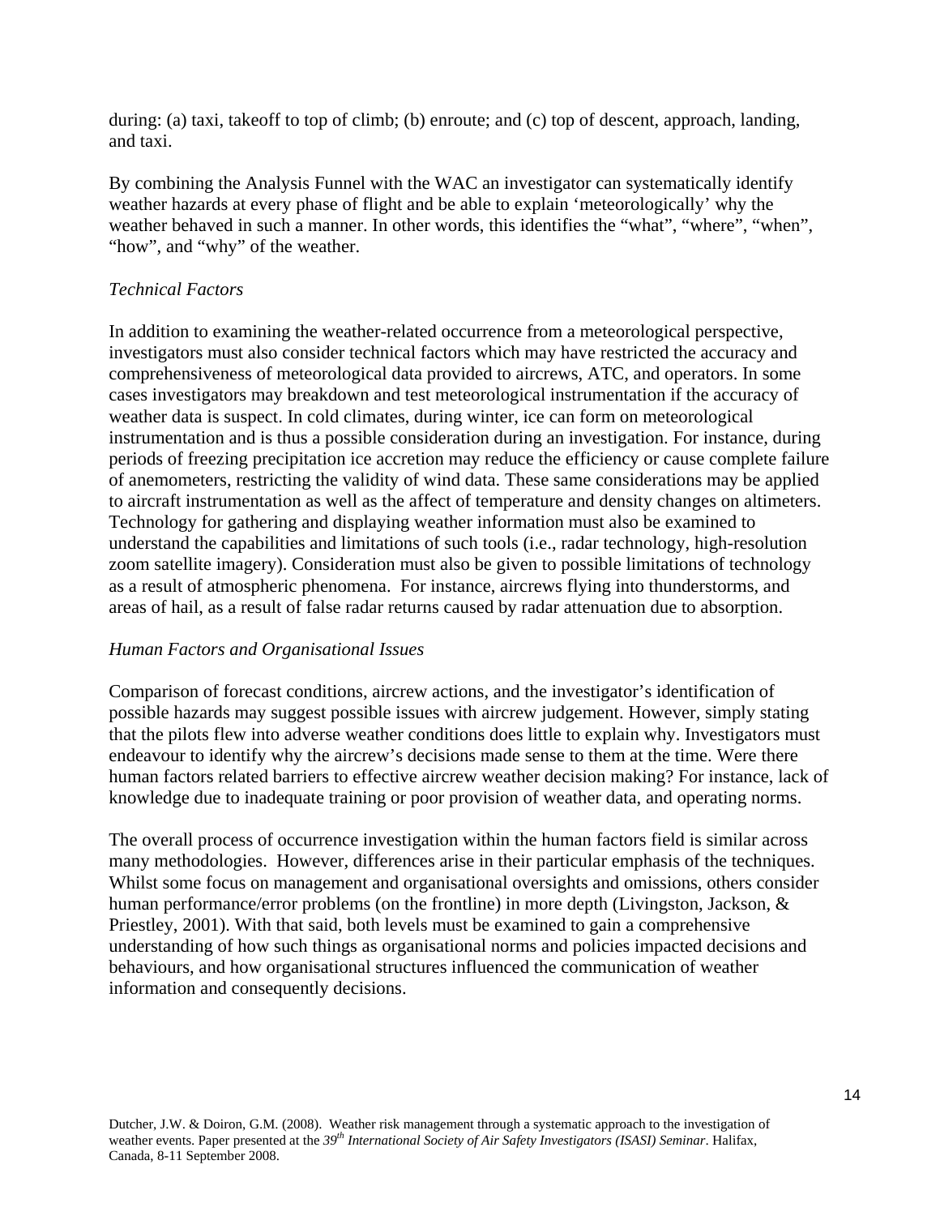during: (a) taxi, takeoff to top of climb; (b) enroute; and (c) top of descent, approach, landing, and taxi.

By combining the Analysis Funnel with the WAC an investigator can systematically identify weather hazards at every phase of flight and be able to explain 'meteorologically' why the weather behaved in such a manner. In other words, this identifies the "what", "where", "when", "how", and "why" of the weather.

*Technical Factors*

In addition to examining the weather-related occurrence from a meteorological perspective, investigators must also consider technical factors which may have restricted the accuracy and comprehensiveness of meteorological data provided to aircrews, ATC, and operators. In some cases investigators may breakdown and test meteorological instrumentation if the accuracy of weather data is suspect. In cold climates, during winter, ice can form on meteorological instrumentation and is thus a possible consideration during an investigation. For instance, during periods of freezing precipitation ice accretion may reduce the efficiency or cause complete failure of anemometers, restricting the validity of wind data. These same considerations may be applied to aircraft instrumentation as well as the affect of temperature and density changes on altimeters. Technology for gathering and displaying weather information must also be examined to understand the capabilities and limitations of such tools (i.e., radar technology, high-resolution zoom satellite imagery). Consideration must also be given to possible limitations of technology as a result of atmospheric phenomena. For instance, aircrews flying into thunderstorms, and areas of hail, as a result of false radar returns caused by radar attenuation due to absorption.

*Human Factors and Organisational Issues*

Comparison of forecast conditions, aircrew actions, and the investigator's identification of possible hazards may suggest possible issues with aircrew judgement. However, simply stating that the pilots flew into adverse weather conditions does little to explain why. Investigators must endeavour to identify why the aircrew's decisions made sense to them at the time. Were there human factors related barriers to effective aircrew weather decision making? For instance, lack of knowledge due to inadequate training or poor provision of weather data, and operating norms.

The overall process of occurrence investigation within the human factors field is similar across many methodologies. However, differences arise in their particular emphasis of the techniques. Whilst some focus on management and organisational oversights and omissions, others consider human performance/error problems (on the frontline) in more depth (Livingston, Jackson, & Priestley, 2001). With that said, both levels must be examined to gain a comprehensive understanding of how such things as organisational norms and policies impacted decisions and behaviours, and how organisational structures influenced the communication of weather information and consequently decisions.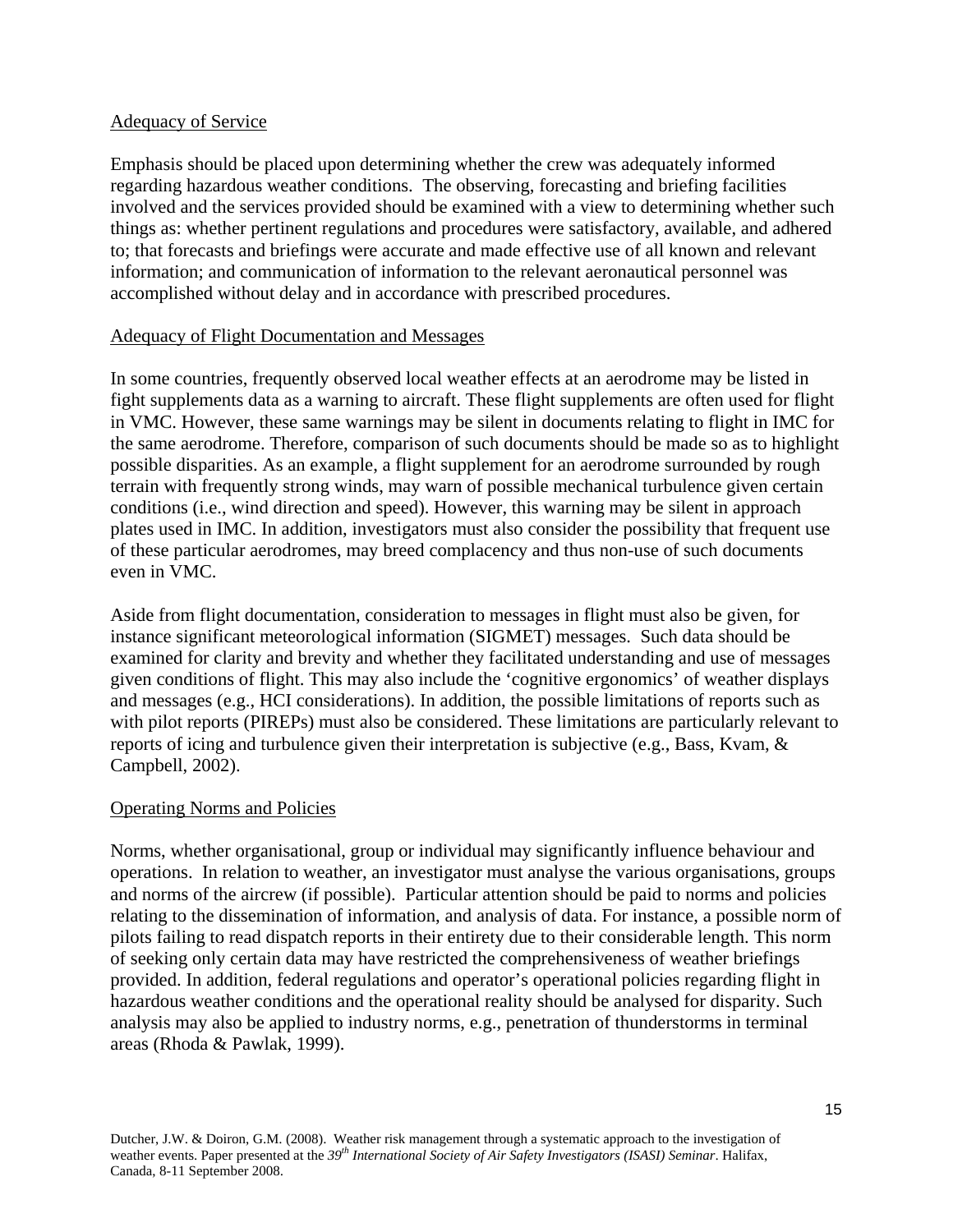Adequacy of Service

Emphasis should be placed upon determining whether the crew was adequately informed regarding hazardous weather conditions. The observing, forecasting and briefing facilities involved and the services provided should be examined with a view to determining whether such things as: whether pertinent regulations and procedures were satisfactory, available, and adhered to; that forecasts and briefings were accurate and made effective use of all known and relevant information; and communication of information to the relevant aeronautical personnel was accomplished without delay and in accordance with prescribed procedures.

Adequacy of Flight Documentation and Messages

In some countries, frequently observed local weather effects at an aerodrome may be listed in fight supplements data as a warning to aircraft. These flight supplements are often used for flight in VMC. However, these same warnings may be silent in documents relating to flight in IMC for the same aerodrome. Therefore, comparison of such documents should be made so as to highlight possible disparities. As an example, a flight supplement for an aerodrome surrounded by rough terrain with frequently strong winds, may warn of possible mechanical turbulence given certain conditions (i.e., wind direction and speed). However, this warning may be silent in approach plates used in IMC. In addition, investigators must also consider the possibility that frequent use of these particular aerodromes, may breed complacency and thus non-use of such documents even in VMC.

Aside from flight documentation, consideration to messages in flight must also be given, for instance significant meteorological information (SIGMET) messages. Such data should be examined for clarity and brevity and whether they facilitated understanding and use of messages given conditions of flight. This may also include the 'cognitive ergonomics' of weather displays and messages (e.g., HCI considerations). In addition, the possible limitations of reports such as with pilot reports (PIREPs) must also be considered. These limitations are particularly relevant to reports of icing and turbulence given their interpretation is subjective (e.g., Bass, Kvam, & Campbell, 2002).

Operating Norms and Policies

Norms, whether organisational, group or individual may significantly influence behaviour and operations. In relation to weather, an investigator must analyse the various organisations, groups and norms of the aircrew (if possible). Particular attention should be paid to norms and policies relating to the dissemination of information, and analysis of data. For instance, a possible norm of pilots failing to read dispatch reports in their entirety due to their considerable length. This norm of seeking only certain data may have restricted the comprehensiveness of weather briefings provided. In addition, federal regulations and operator's operational policies regarding flight in hazardous weather conditions and the operational reality should be analysed for disparity. Such analysis may also be applied to industry norms, e.g., penetration of thunderstorms in terminal areas (Rhoda & Pawlak, 1999).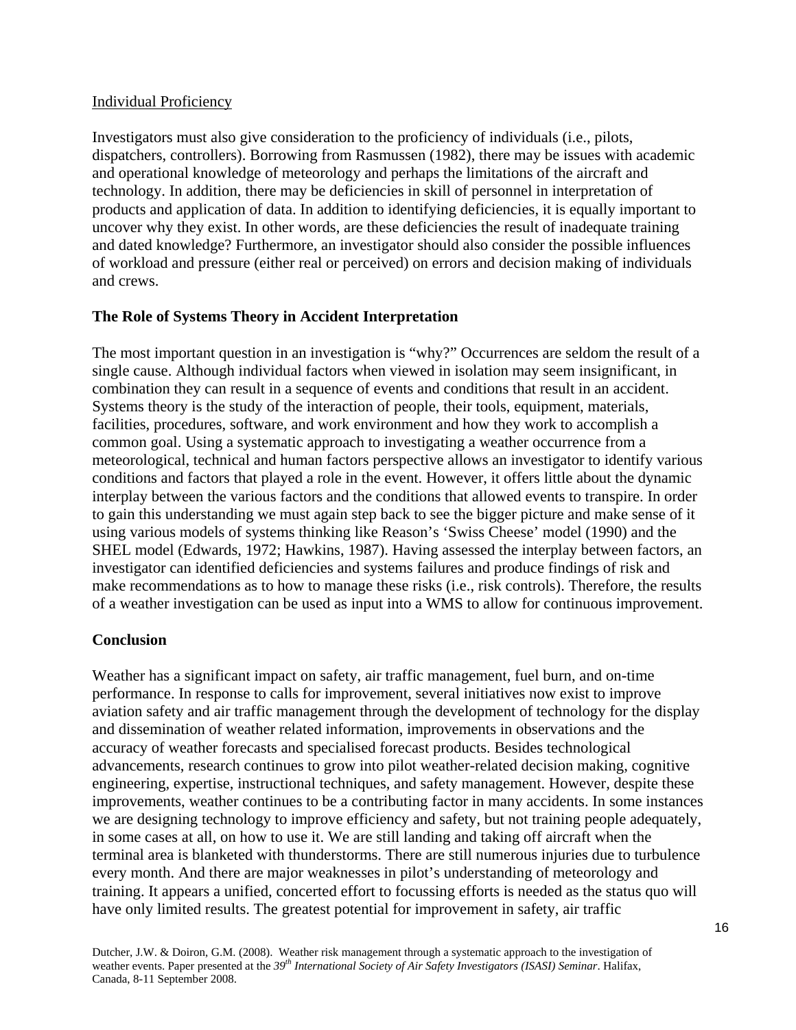Individual Proficiency

Investigators must also give consideration to the proficiency of individuals (i.e., pilots, dispatchers, controllers). Borrowing from Rasmussen (1982), there may be issues with academic and operational knowledge of meteorology and perhaps the limitations of the aircraft and technology. In addition, there may be deficiencies in skill of personnel in interpretation of products and application of data. In addition to identifying deficiencies, it is equally important to uncover why they exist. In other words, are these deficiencies the result of inadequate training and dated knowledge? Furthermore, an investigator should also consider the possible influences of workload and pressure (either real or perceived) on errors and decision making of individuals and crews.

## The Role of Systems Theory in Accident Interpretation

The most important question in an investigation is "why?" Occurrences are seldom the result of a single cause. Although individual factors when viewed in isolation may seem insignificant, in combination they can result in a sequence of events and conditions that result in an accident. Systems theory is the study of the interaction of people, their tools, equipment, materials, facilities, procedures, software, and work environment and how they work to accomplish a common goal. Using a systematic approach to investigating a weather occurrence from a meteorological, technical and human factors perspective allows an investigator to identify various conditions and factors that played a role in the event. However, it offers little about the dynamic interplay between the various factors and the conditions that allowed events to transpire. In order to gain this understanding we must again step back to see the bigger picture and make sense of it using various models of systems thinking like Reason's 'Swiss Cheese' model (1990) and the SHEL model (Edwards, 1972; Hawkins, 1987). Having assessed the interplay between factors, an investigator can identified deficiencies and systems failures and produce findings of risk and make recommendations as to how to manage these risks (i.e., risk controls). Therefore, the results of a weather investigation can be used as input into a WMS to allow for continuous improvement.

## Conclusion

Weather has a significant impact on safety, air traffic management, fuel burn, and on-time performance. In response to calls for improvement, several initiatives now exist to improve aviation safety and air traffic management through the development of technology for the display and dissemination of weather related information, improvements in observations and the accuracy of weather forecasts and specialised forecast products. Besides technological advancements, research continues to grow into pilot weather-related decision making, cognitive engineering, expertise, instructional techniques, and safety management. However, despite these improvements, weather continues to be a contributing factor in many accidents. In some instances we are designing technology to improve efficiency and safety, but not training people adequately, in some cases at all, on how to use it. We are still landing and taking off aircraft when the terminal area is blanketed with thunderstorms. There are still numerous injuries due to turbulence every month. And there are major weaknesses in pilot's understanding of meteorology and training. It appears a unified, concerted effort to focussing efforts is needed as the status quo will have only limited results. The greatest potential for improvement in safety, air traffic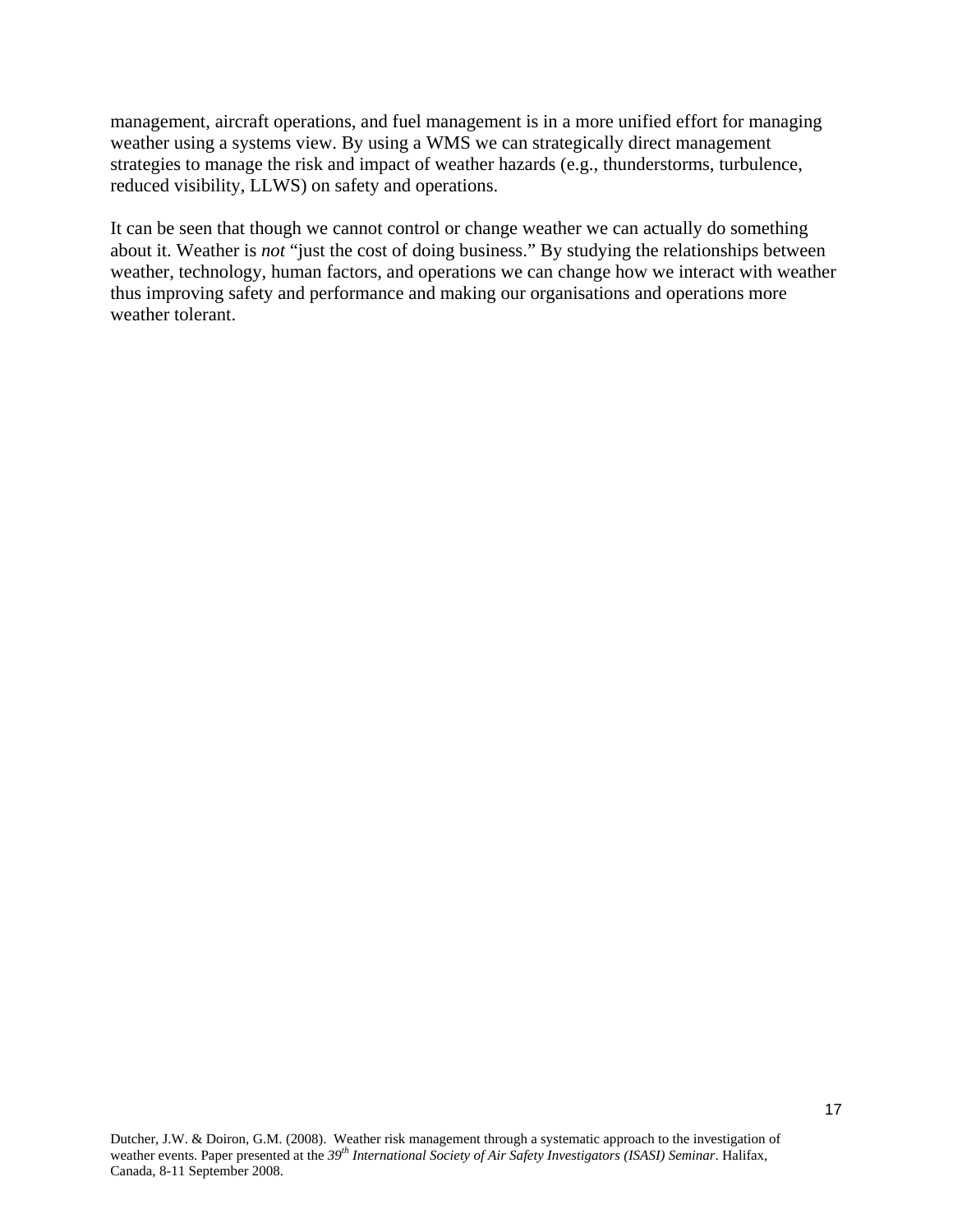management, aircraft operations, and fuel management is in a more unified effort for managing weather using a systems view. By using a WMS we can strategically direct management strategies to manage the risk and impact of weather hazards (e.g., thunderstorms, turbulence, reduced visibility, LLWS) on safety and operations.

It can be seen that though we cannot control or change weather we can actually do something about it. Weather is *not* "just the cost of doing business." By studying the relationships between weather, technology, human factors, and operations we can change how we interact with weather thus improving safety and performance and making our organisations and operations more weather tolerant.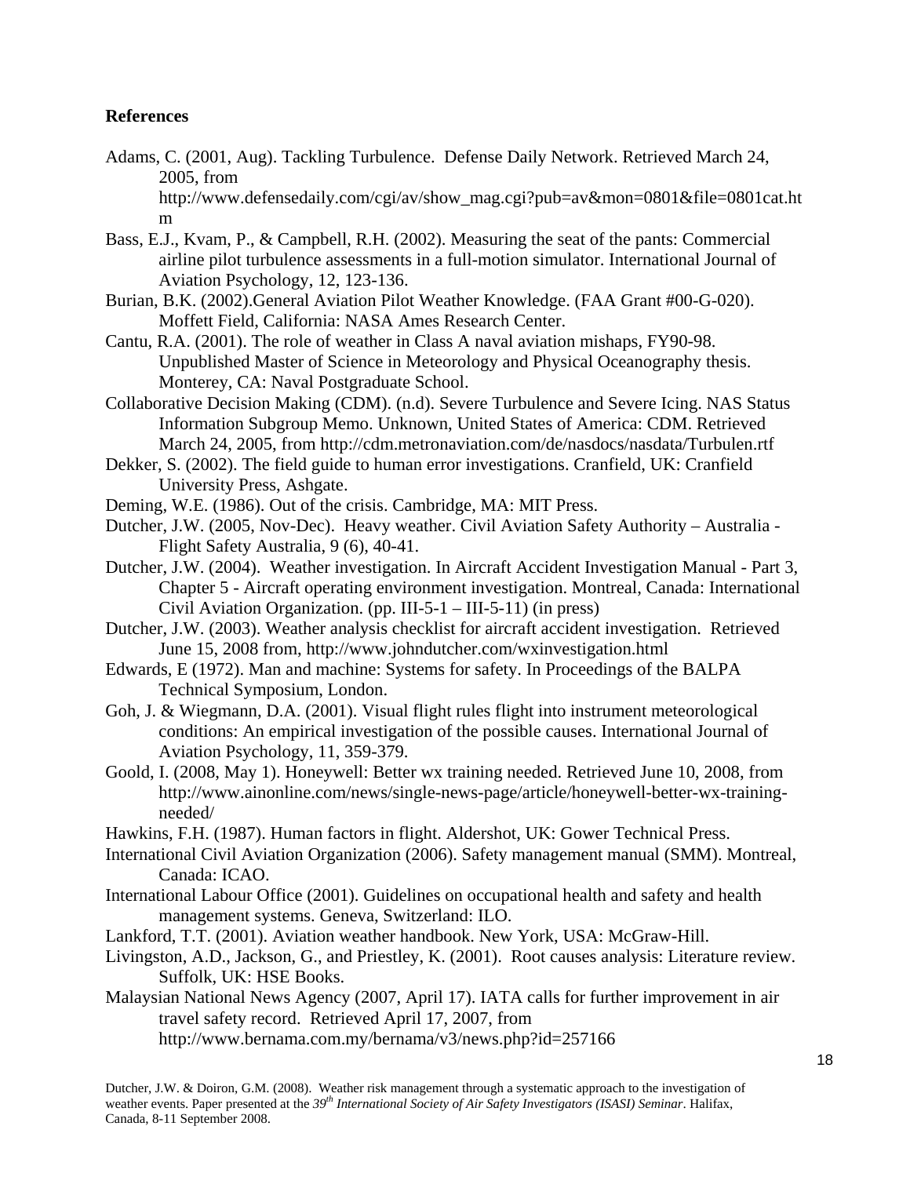**References**

Adams, C. (2001, Aug). Tackling Turbulence. Defense Daily Network. Retrieved March 24, 2005, from http://www.defensedaily.com/cgi/av/show_mag.cgi?pub=av&mon=0801&file=0801cat.htm

Bass, E.J., Kvam, P., & Campbell, R.H. (2002). Measuring the seat of the pants: Commercial airline pilot turbulence assessments in a full-motion simulator. International Journal of Aviation Psychology, 12, 123-136.

Burian, B.K. (2002).General Aviation Pilot Weather Knowledge. (FAA Grant #00-G-020). Moffett Field, California: NASA Ames Research Center.

Cantu, R.A. (2001). The role of weather in Class A naval aviation mishaps, FY90-98. Unpublished Master of Science in Meteorology and Physical Oceanography thesis. Monterey, CA: Naval Postgraduate School.

Collaborative Decision Making (CDM). (n.d). Severe Turbulence and Severe Icing. NAS Status Information Subgroup Memo. Unknown, United States of America: CDM. Retrieved March 24, 2005, from http://cdm.metronaviation.com/de/nasdocs/nasdata/Turbulen.rtf

Dekker, S. (2002). The field guide to human error investigations. Cranfield, UK: Cranfield University Press, Ashgate.

Deming, W.E. (1986). Out of the crisis. Cambridge, MA: MIT Press.

Dutcher, J.W. (2005, Nov-Dec). Heavy weather. Civil Aviation Safety Authority – Australia - Flight Safety Australia, 9 (6), 40-41.

Dutcher, J.W. (2004). Weather investigation. In Aircraft Accident Investigation Manual - Part 3, Chapter 5 - Aircraft operating environment investigation. Montreal, Canada: International Civil Aviation Organization. (pp. III-5-1 – III-5-11) (in press)

Dutcher, J.W. (2003). Weather analysis checklist for aircraft accident investigation. Retrieved June 15, 2008 from, http://www.johndutcher.com/wxinvestigation.html

Edwards, E (1972). Man and machine: Systems for safety. In Proceedings of the BALPA Technical Symposium, London.

Goh, J. & Wiegmann, D.A. (2001). Visual flight rules flight into instrument meteorological conditions: An empirical investigation of the possible causes. International Journal of Aviation Psychology, 11, 359-379.

Goold, I. (2008, May 1). Honeywell: Better wx training needed. Retrieved June 10, 2008, from http://www.ainonline.com/news/single-news-page/article/honeywell-better-wx-training-needed/

Hawkins, F.H. (1987). Human factors in flight. Aldershot, UK: Gower Technical Press.

International Civil Aviation Organization (2006). Safety management manual (SMM). Montreal, Canada: ICAO.

International Labour Office (2001). Guidelines on occupational health and safety and health management systems. Geneva, Switzerland: ILO.

Lankford, T.T. (2001). Aviation weather handbook. New York, USA: McGraw-Hill.

Livingston, A.D., Jackson, G., and Priestley, K. (2001). Root causes analysis: Literature review. Suffolk, UK: HSE Books.

Malaysian National News Agency (2007, April 17). IATA calls for further improvement in air travel safety record. Retrieved April 17, 2007, from http://www.bernama.com.my/bernama/v3/news.php?id=257166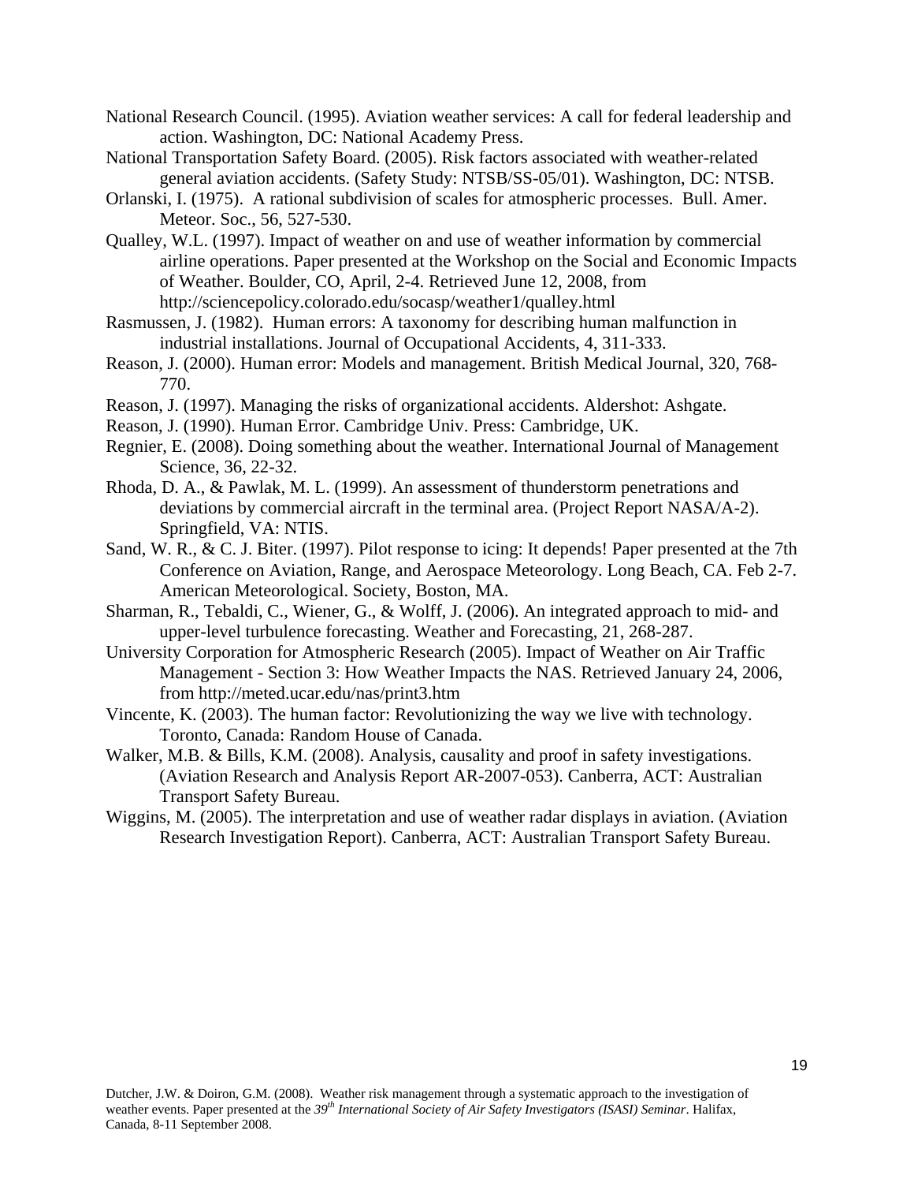National Research Council. (1995). Aviation weather services: A call for federal leadership and action. Washington, DC: National Academy Press.

National Transportation Safety Board. (2005). Risk factors associated with weather-related general aviation accidents. (Safety Study: NTSB/SS-05/01). Washington, DC: NTSB.

Orlanski, I. (1975). A rational subdivision of scales for atmospheric processes. Bull. Amer. Meteor. Soc., 56, 527-530.

Qualley, W.L. (1997). Impact of weather on and use of weather information by commercial airline operations. Paper presented at the Workshop on the Social and Economic Impacts of Weather. Boulder, CO, April, 2-4. Retrieved June 12, 2008, from http://sciencepolicy.colorado.edu/socasp/weather1/qualley.html

Rasmussen, J. (1982). Human errors: A taxonomy for describing human malfunction in industrial installations. Journal of Occupational Accidents, 4, 311-333.

Reason, J. (2000). Human error: Models and management. British Medical Journal, 320, 768-770.

Reason, J. (1997). Managing the risks of organizational accidents. Aldershot: Ashgate.

Reason, J. (1990). Human Error. Cambridge Univ. Press: Cambridge, UK.

Regnier, E. (2008). Doing something about the weather. International Journal of Management Science, 36, 22-32.

Rhoda, D. A., & Pawlak, M. L. (1999). An assessment of thunderstorm penetrations and deviations by commercial aircraft in the terminal area. (Project Report NASA/A-2). Springfield, VA: NTIS.

Sand, W. R., & C. J. Biter. (1997). Pilot response to icing: It depends! Paper presented at the 7th Conference on Aviation, Range, and Aerospace Meteorology. Long Beach, CA. Feb 2-7. American Meteorological. Society, Boston, MA.

Sharman, R., Tebaldi, C., Wiener, G., & Wolff, J. (2006). An integrated approach to mid- and upper-level turbulence forecasting. Weather and Forecasting, 21, 268-287.

University Corporation for Atmospheric Research (2005). Impact of Weather on Air Traffic Management - Section 3: How Weather Impacts the NAS. Retrieved January 24, 2006, from http://meted.ucar.edu/nas/print3.htm

Vincente, K. (2003). The human factor: Revolutionizing the way we live with technology. Toronto, Canada: Random House of Canada.

Walker, M.B. & Bills, K.M. (2008). Analysis, causality and proof in safety investigations. (Aviation Research and Analysis Report AR-2007-053). Canberra, ACT: Australian Transport Safety Bureau.

Wiggins, M. (2005). The interpretation and use of weather radar displays in aviation. (Aviation Research Investigation Report). Canberra, ACT: Australian Transport Safety Bureau.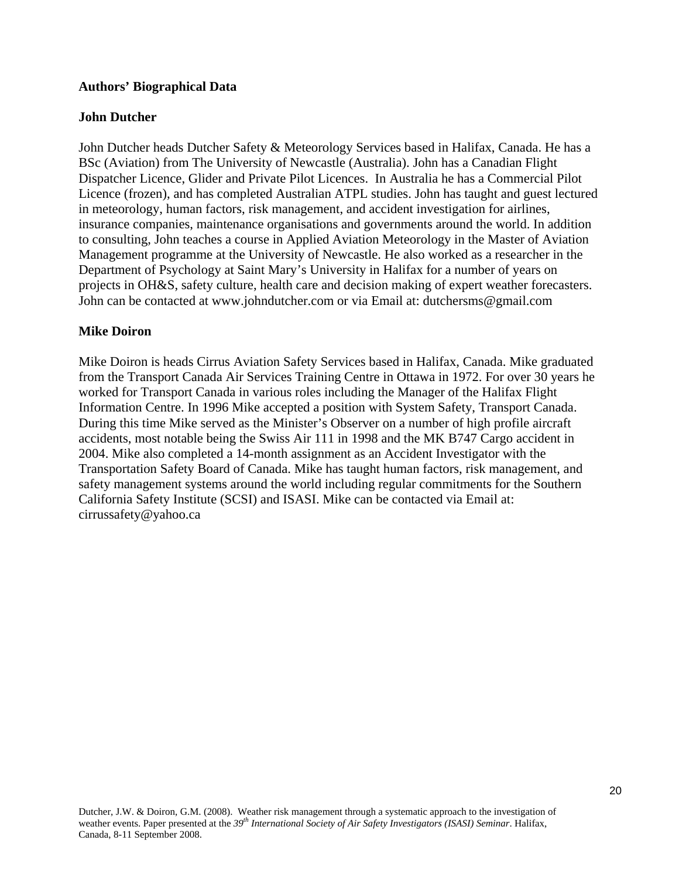## Authors' Biographical Data

### John Dutcher

John Dutcher heads Dutcher Safety & Meteorology Services based in Halifax, Canada. He has a BSc (Aviation) from The University of Newcastle (Australia). John has a Canadian Flight Dispatcher Licence, Glider and Private Pilot Licences. In Australia he has a Commercial Pilot Licence (frozen), and has completed Australian ATPL studies. John has taught and guest lectured in meteorology, human factors, risk management, and accident investigation for airlines, insurance companies, maintenance organisations and governments around the world. In addition to consulting, John teaches a course in Applied Aviation Meteorology in the Master of Aviation Management programme at the University of Newcastle. He also worked as a researcher in the Department of Psychology at Saint Mary's University in Halifax for a number of years on projects in OH&S, safety culture, health care and decision making of expert weather forecasters. John can be contacted at www.johndutcher.com or via Email at: dutchersms@gmail.com

### Mike Doiron

Mike Doiron is heads Cirrus Aviation Safety Services based in Halifax, Canada. Mike graduated from the Transport Canada Air Services Training Centre in Ottawa in 1972. For over 30 years he worked for Transport Canada in various roles including the Manager of the Halifax Flight Information Centre. In 1996 Mike accepted a position with System Safety, Transport Canada. During this time Mike served as the Minister's Observer on a number of high profile aircraft accidents, most notable being the Swiss Air 111 in 1998 and the MK B747 Cargo accident in 2004. Mike also completed a 14-month assignment as an Accident Investigator with the Transportation Safety Board of Canada. Mike has taught human factors, risk management, and safety management systems around the world including regular commitments for the Southern California Safety Institute (SCSI) and ISASI. Mike can be contacted via Email at: cirrussafety@yahoo.ca